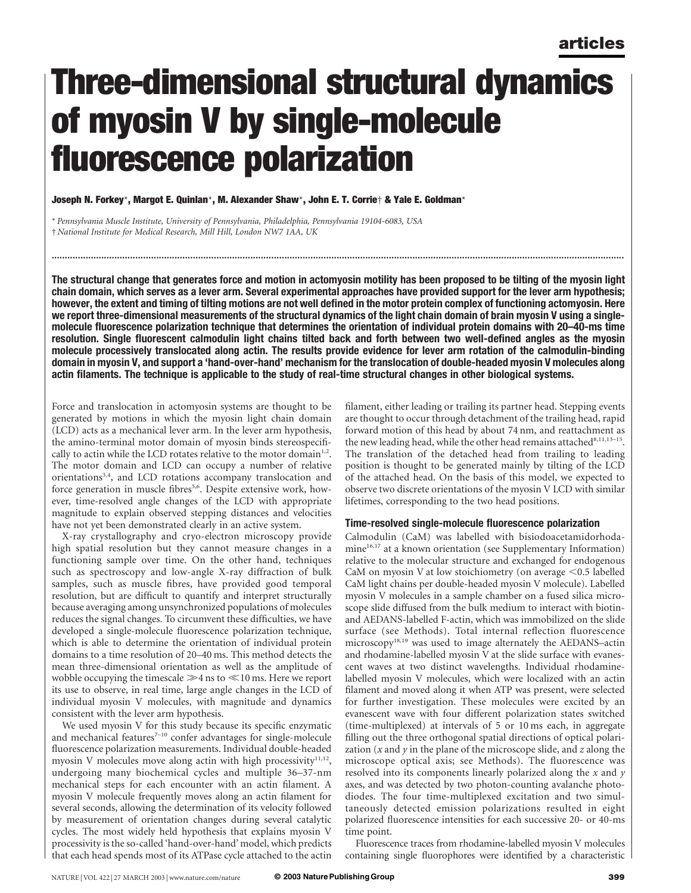# Three-dimensional structural dynamics of myosin V by single-molecule fluorescence polarization

**Joseph N. Forkey\*, Margot E. Quinlan\*, M. Alexander Shaw\*, John E. T. Corrie† & Yale E. Goldman\***

\* *Pennsylvania Muscle Institute, University of Pennsylvania, Philadelphia, Pennsylvania 19104-6083, USA*
† *National Institute for Medical Research, Mill Hill, London NW7 1AA, UK*

**The structural change that generates force and motion in actomyosin motility has been proposed to be tilting of the myosin light chain domain, which serves as a lever arm. Several experimental approaches have provided support for the lever arm hypothesis; however, the extent and timing of tilting motions are not well defined in the motor protein complex of functioning actomyosin. Here we report three-dimensional measurements of the structural dynamics of the light chain domain of brain myosin V using a single-molecule fluorescence polarization technique that determines the orientation of individual protein domains with 20–40-ms time resolution. Single fluorescent calmodulin light chains tilted back and forth between two well-defined angles as the myosin molecule processively translocated along actin. The results provide evidence for lever arm rotation of the calmodulin-binding domain in myosin V, and support a 'hand-over-hand' mechanism for the translocation of double-headed myosin V molecules along actin filaments. The technique is applicable to the study of real-time structural changes in other biological systems.**

Force and translocation in actomyosin systems are thought to be generated by motions in which the myosin light chain domain (LCD) acts as a mechanical lever arm. In the lever arm hypothesis, the amino-terminal motor domain of myosin binds stereospecifically to actin while the LCD rotates relative to the motor domain[1,2]. The motor domain and LCD can occupy a number of relative orientations[3,4], and LCD rotations accompany translocation and force generation in muscle fibres[5,6]. Despite extensive work, however, time-resolved angle changes of the LCD with appropriate magnitude to explain observed stepping distances and velocities have not yet been demonstrated clearly in an active system.

X-ray crystallography and cryo-electron microscopy provide high spatial resolution but they cannot measure changes in a functioning sample over time. On the other hand, techniques such as spectroscopy and low-angle X-ray diffraction of bulk samples, such as muscle fibres, have provided good temporal resolution, but are difficult to quantify and interpret structurally because averaging among unsynchronized populations of molecules reduces the signal changes. To circumvent these difficulties, we have developed a single-molecule fluorescence polarization technique, which is able to determine the orientation of individual protein domains to a time resolution of 20–40 ms. This method detects the mean three-dimensional orientation as well as the amplitude of wobble occupying the timescale ≫4 ns to ≪10 ms. Here we report its use to observe, in real time, large angle changes in the LCD of individual myosin V molecules, with magnitude and dynamics consistent with the lever arm hypothesis.

We used myosin V for this study because its specific enzymatic and mechanical features[7–10] confer advantages for single-molecule fluorescence polarization measurements. Individual double-headed myosin V molecules move along actin with high processivity[11,12], undergoing many biochemical cycles and multiple 36–37-nm mechanical steps for each encounter with an actin filament. A myosin V molecule frequently moves along an actin filament for several seconds, allowing the determination of its velocity followed by measurement of orientation changes during several catalytic cycles. The most widely held hypothesis that explains myosin V processivity is the so-called 'hand-over-hand' model, which predicts that each head spends most of its ATPase cycle attached to the actin filament, either leading or trailing its partner head. Stepping events are thought to occur through detachment of the trailing head, rapid forward motion of this head by about 74 nm, and reattachment as the new leading head, while the other head remains attached[8,11,13–15]. The translation of the detached head from trailing to leading position is thought to be generated mainly by tilting of the LCD of the attached head. On the basis of this model, we expected to observe two discrete orientations of the myosin V LCD with similar lifetimes, corresponding to the two head positions.

## Time-resolved single-molecule fluorescence polarization

Calmodulin (CaM) was labelled with bisiodoacetamidorhodamine[16,17] at a known orientation (see Supplementary Information) relative to the molecular structure and exchanged for endogenous CaM on myosin V at low stoichiometry (on average <0.5 labelled CaM light chains per double-headed myosin V molecule). Labelled myosin V molecules in a sample chamber on a fused silica microscope slide diffused from the bulk medium to interact with biotin- and AEDANS-labelled F-actin, which was immobilized on the slide surface (see Methods). Total internal reflection fluorescence microscopy[18,19] was used to image alternately the AEDANS–actin and rhodamine-labelled myosin V at the slide surface with evanescent waves at two distinct wavelengths. Individual rhodamine-labelled myosin V molecules, which were localized with an actin filament and moved along it when ATP was present, were selected for further investigation. These molecules were excited by an evanescent wave with four different polarization states switched (time-multiplexed) at intervals of 5 or 10 ms each, in aggregate filling out the three orthogonal spatial directions of optical polarization ($x$ and $y$ in the plane of the microscope slide, and $z$ along the microscope optical axis; see Methods). The fluorescence was resolved into its components linearly polarized along the $x$ and $y$ axes, and was detected by two photon-counting avalanche photodiodes. The four time-multiplexed excitation and two simultaneously detected emission polarizations resulted in eight polarized fluorescence intensities for each successive 20- or 40-ms time point.

Fluorescence traces from rhodamine-labelled myosin V molecules containing single fluorophores were identified by a characteristic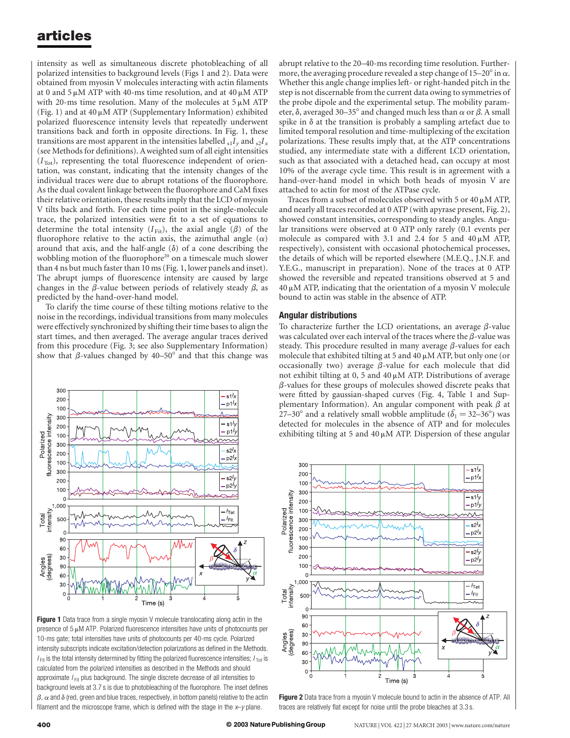intensity as well as simultaneous discrete photobleaching of all polarized intensities to background levels (Figs 1 and 2). Data were obtained from myosin V molecules interacting with actin filaments at 0 and 5 μM ATP with 40-ms time resolution, and at 40 μM ATP with 20-ms time resolution. Many of the molecules at 5 μM ATP (Fig. 1) and at 40 μM ATP (Supplementary Information) exhibited polarized fluorescence intensity levels that repeatedly underwent transitions back and forth in opposite directions. In Fig. 1, these transitions are most apparent in the intensities labelled ${}_{s1}I_y$ and ${}_{s2}I_x$ (see Methods for definitions). A weighted sum of all eight intensities ($I_{Tot}$), representing the total fluorescence independent of orientation, was constant, indicating that the intensity changes of the individual traces were due to abrupt rotations of the fluorophore. As the dual covalent linkage between the fluorophore and CaM fixes their relative orientation, these results imply that the LCD of myosin V tilts back and forth. For each time point in the single-molecule trace, the polarized intensities were fit to a set of equations to determine the total intensity ($I_{Fit}$), the axial angle ($\beta$) of the fluorophore relative to the actin axis, the azimuthal angle ($\alpha$) around that axis, and the half-angle ($\delta$) of a cone describing the wobbling motion of the fluorophore[20] on a timescale much slower than 4 ns but much faster than 10 ms (Fig. 1, lower panels and inset). The abrupt jumps of fluorescence intensity are caused by large changes in the $\beta$-value between periods of relatively steady $\beta$, as predicted by the hand-over-hand model.

To clarify the time course of these tilting motions relative to the noise in the recordings, individual transitions from many molecules were effectively synchronized by shifting their time bases to align the start times, and then averaged. The average angular traces derived from this procedure (Fig. 3; see also Supplementary Information) show that $\beta$-values changed by 40–50° and that this change was abrupt relative to the 20–40-ms recording time resolution. Furthermore, the averaging procedure revealed a step change of 15–20° in $\alpha$. Whether this angle change implies left- or right-handed pitch in the step is not discernable from the current data owing to symmetries of the probe dipole and the experimental setup. The mobility parameter, $\delta$, averaged 30–35° and changed much less than $\alpha$ or $\beta$. A small spike in $\delta$ at the transition is probably a sampling artefact due to limited temporal resolution and time-multiplexing of the excitation polarizations. These results imply that, at the ATP concentrations studied, any intermediate state with a different LCD orientation, such as that associated with a detached head, can occupy at most 10% of the average cycle time. This result is in agreement with a hand-over-hand model in which both heads of myosin V are attached to actin for most of the ATPase cycle.

Traces from a subset of molecules observed with 5 or 40 μM ATP, and nearly all traces recorded at 0 ATP (with apyrase present, Fig. 2), showed constant intensities, corresponding to steady angles. Angular transitions were observed at 0 ATP only rarely (0.1 events per molecule as compared with 3.1 and 2.4 for 5 and 40 μM ATP, respectively), consistent with occasional photochemical processes, the details of which will be reported elsewhere (M.E.Q., J.N.F. and Y.E.G., manuscript in preparation). None of the traces at 0 ATP showed the reversible and repeated transitions observed at 5 and 40 μM ATP, indicating that the orientation of a myosin V molecule bound to actin was stable in the absence of ATP.

## Angular distributions

To characterize further the LCD orientations, an average $\beta$-value was calculated over each interval of the traces where the $\beta$-value was steady. This procedure resulted in many average $\beta$-values for each molecule that exhibited tilting at 5 and 40 μM ATP, but only one (or occasionally two) average $\beta$-value for each molecule that did not exhibit tilting at 0, 5 and 40 μM ATP. Distributions of average $\beta$-values for these groups of molecules showed discrete peaks that were fitted by gaussian-shaped curves (Fig. 4, Table 1 and Supplementary Information). An angular component with peak $\beta$ at 27–30° and a relatively small wobble amplitude ($\bar{\delta}_1 = 32$–$36°$) was detected for molecules in the absence of ATP and for molecules exhibiting tilting at 5 and 40 μM ATP. Dispersion of these angular

**Figure 1** Data trace from a single myosin V molecule translocating along actin in the presence of 5 μM ATP. Polarized fluorescence intensities have units of photocounts per 10-ms gate; total intensities have units of photocounts per 40-ms cycle. Polarized intensity subscripts indicate excitation/detection polarizations as defined in the Methods. $I_{Fit}$ is the total intensity determined by fitting the polarized fluorescence intensities; $I_{Tot}$ is calculated from the polarized intensities as described in the Methods and should approximate $I_{Fit}$ plus background. The single discrete decrease of all intensities to background levels at 3.7 s is due to photobleaching of the fluorophore. The inset defines $\beta$, $\alpha$ and $\delta$ (red, green and blue traces, respectively, in bottom panels) relative to the actin filament and the microscope frame, which is defined with the stage in the $x$–$y$ plane.

**Figure 2** Data trace from a myosin V molecule bound to actin in the absence of ATP. All traces are relatively flat except for noise until the probe bleaches at 3.3 s.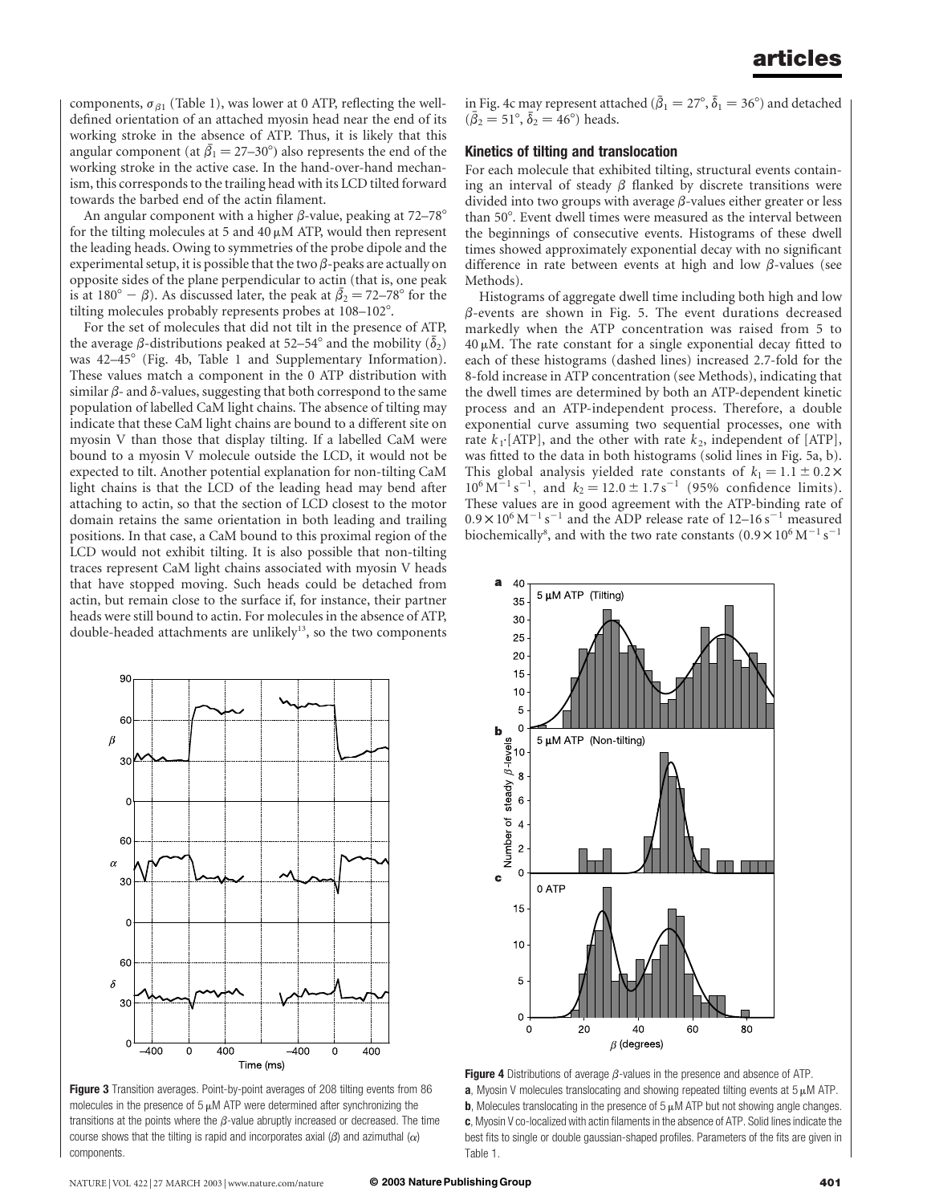components, $\sigma_{\beta 1}$ (Table 1), was lower at 0 ATP, reflecting the well-defined orientation of an attached myosin head near the end of its working stroke in the absence of ATP. Thus, it is likely that this angular component (at $\bar{\beta}_1 = 27$–$30°$) also represents the end of the working stroke in the active case. In the hand-over-hand mechanism, this corresponds to the trailing head with its LCD tilted forward towards the barbed end of the actin filament.

An angular component with a higher $\beta$-value, peaking at 72–78° for the tilting molecules at 5 and 40 μM ATP, would then represent the leading heads. Owing to symmetries of the probe dipole and the experimental setup, it is possible that the two $\beta$-peaks are actually on opposite sides of the plane perpendicular to actin (that is, one peak is at $180° - \beta$). As discussed later, the peak at $\bar{\beta}_2 = 72$–$78°$ for the tilting molecules probably represents probes at 108–102°.

For the set of molecules that did not tilt in the presence of ATP, the average $\beta$-distributions peaked at 52–54° and the mobility ($\bar{\delta}_2$) was 42–45° (Fig. 4b, Table 1 and Supplementary Information). These values match a component in the 0 ATP distribution with similar $\beta$- and $\delta$-values, suggesting that both correspond to the same population of labelled CaM light chains. The absence of tilting may indicate that these CaM light chains are bound to a different site on myosin V than those that display tilting. If a labelled CaM were bound to a myosin V molecule outside the LCD, it would not be expected to tilt. Another potential explanation for non-tilting CaM light chains is that the LCD of the leading head may bend after attaching to actin, so that the section of LCD closest to the motor domain retains the same orientation in both leading and trailing positions. In that case, a CaM bound to this proximal region of the LCD would not exhibit tilting. It is also possible that non-tilting traces represent CaM light chains associated with myosin V heads that have stopped moving. Such heads could be detached from actin, but remain close to the surface if, for instance, their partner heads were still bound to actin. For molecules in the absence of ATP, double-headed attachments are unlikely[13], so the two components in Fig. 4c may represent attached ($\bar{\beta}_1 = 27°$, $\bar{\delta}_1 = 36°$) and detached ($\bar{\beta}_2 = 51°$, $\bar{\delta}_2 = 46°$) heads.

### Kinetics of tilting and translocation

For each molecule that exhibited tilting, structural events containing an interval of steady $\beta$ flanked by discrete transitions were divided into two groups with average $\beta$-values either greater or less than 50°. Event dwell times were measured as the interval between the beginnings of consecutive events. Histograms of these dwell times showed approximately exponential decay with no significant difference in rate between events at high and low $\beta$-values (see Methods).

Histograms of aggregate dwell time including both high and low $\beta$-events are shown in Fig. 5. The event durations decreased markedly when the ATP concentration was raised from 5 to 40 μM. The rate constant for a single exponential decay fitted to each of these histograms (dashed lines) increased 2.7-fold for the 8-fold increase in ATP concentration (see Methods), indicating that the dwell times are determined by both an ATP-dependent kinetic process and an ATP-independent process. Therefore, a double exponential curve assuming two sequential processes, one with rate $k_1 \cdot$[ATP], and the other with rate $k_2$, independent of [ATP], was fitted to the data in both histograms (solid lines in Fig. 5a, b). This global analysis yielded rate constants of $k_1 = 1.1 \pm 0.2 \times 10^6\,\mathrm{M^{-1}\,s^{-1}}$, and $k_2 = 12.0 \pm 1.7\,\mathrm{s^{-1}}$ (95% confidence limits). These values are in good agreement with the ATP-binding rate of $0.9 \times 10^6\,\mathrm{M^{-1}\,s^{-1}}$ and the ADP release rate of 12–16 $\mathrm{s^{-1}}$ measured biochemically[8], and with the two rate constants ($0.9 \times 10^6\,\mathrm{M^{-1}\,s^{-1}}$

**Figure 3** Transition averages. Point-by-point averages of 208 tilting events from 86 molecules in the presence of 5 μM ATP were determined after synchronizing the transitions at the points where the $\beta$-value abruptly increased or decreased. The time course shows that the tilting is rapid and incorporates axial ($\beta$) and azimuthal ($\alpha$) components.

**Figure 4** Distributions of average $\beta$-values in the presence and absence of ATP. **a**, Myosin V molecules translocating and showing repeated tilting events at 5 μM ATP. **b**, Molecules translocating in the presence of 5 μM ATP but not showing angle changes. **c**, Myosin V co-localized with actin filaments in the absence of ATP. Solid lines indicate the best fits to single or double gaussian-shaped profiles. Parameters of the fits are given in Table 1.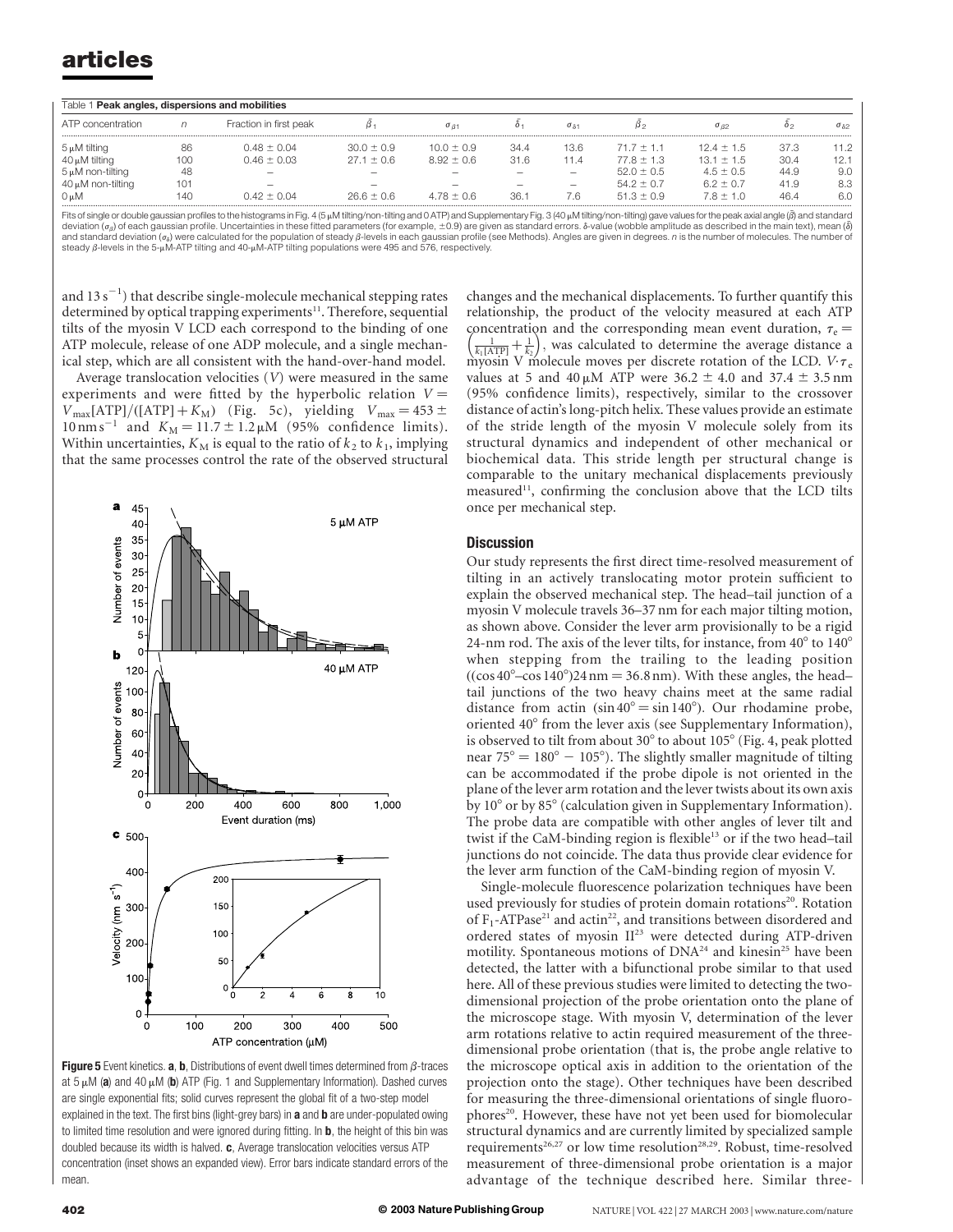Table 1 **Peak angles, dispersions and mobilities**

| ATP concentration | $n$ | Fraction in first peak | $\bar{\beta}_1$ | $\sigma_{\beta 1}$ | $\bar{\delta}_1$ | $\sigma_{\delta 1}$ | $\bar{\beta}_2$ | $\sigma_{\beta 2}$ | $\bar{\delta}_2$ | $\sigma_{\delta 2}$ |
|---|---|---|---|---|---|---|---|---|---|---|
| 5 μM tilting | 86 | 0.48 ± 0.04 | 30.0 ± 0.9 | 10.0 ± 0.9 | 34.4 | 13.6 | 71.7 ± 1.1 | 12.4 ± 1.5 | 37.3 | 11.2 |
| 40 μM tilting | 100 | 0.46 ± 0.03 | 27.1 ± 0.6 | 8.92 ± 0.6 | 31.6 | 11.4 | 77.8 ± 1.3 | 13.1 ± 1.5 | 30.4 | 12.1 |
| 5 μM non-tilting | 48 | – | – | – | – | – | 52.0 ± 0.5 | 4.5 ± 0.5 | 44.9 | 9.0 |
| 40 μM non-tilting | 101 | – | – | – | – | – | 54.2 ± 0.7 | 6.2 ± 0.7 | 41.9 | 8.3 |
| 0 μM | 140 | 0.42 ± 0.04 | 26.6 ± 0.6 | 4.78 ± 0.6 | 36.1 | 7.6 | 51.3 ± 0.9 | 7.8 ± 1.0 | 46.4 | 6.0 |

Fits of single or double gaussian profiles to the histograms in Fig. 4 (5 μM tilting/non-tilting and 0 ATP) and Supplementary Fig. 3 (40 μM tilting/non-tilting) gave values for the peak axial angle ($\bar{\beta}$) and standard deviation ($\sigma_{\beta}$) of each gaussian profile. Uncertainties in these fitted parameters (for example, ±0.9) are given as standard errors. $\delta$-value (wobble amplitude as described in the main text), mean ($\bar{\delta}$) and standard deviation ($\sigma_{\delta}$) were calculated for the population of steady $\beta$-levels in each gaussian profile (see Methods). Angles are given in degrees. $n$ is the number of molecules. The number of steady $\beta$-levels in the 5-μM-ATP tilting and 40-μM-ATP tilting populations were 495 and 576, respectively.

and 13 $s^{-1}$) that describe single-molecule mechanical stepping rates determined by optical trapping experiments[11]. Therefore, sequential tilts of the myosin V LCD each correspond to the binding of one ATP molecule, release of one ADP molecule, and a single mechanical step, which are all consistent with the hand-over-hand model.

Average translocation velocities ($V$) were measured in the same experiments and were fitted by the hyperbolic relation $V = V_{max}[ATP]/([ATP] + K_M)$ (Fig. 5c), yielding $V_{max} = 453 \pm 10\,nm\,s^{-1}$ and $K_M = 11.7 \pm 1.2\,\mu M$ (95% confidence limits). Within uncertainties, $K_M$ is equal to the ratio of $k_2$ to $k_1$, implying that the same processes control the rate of the observed structural changes and the mechanical displacements. To further quantify this relationship, the product of the velocity measured at each ATP concentration and the corresponding mean event duration, $\tau_e = \left(\frac{1}{k_1[ATP]} + \frac{1}{k_2}\right)$, was calculated to determine the average distance a myosin V molecule moves per discrete rotation of the LCD. $V \cdot \tau_e$ values at 5 and 40 μM ATP were 36.2 ± 4.0 and 37.4 ± 3.5 nm (95% confidence limits), respectively, similar to the crossover distance of actin's long-pitch helix. These values provide an estimate of the stride length of the myosin V molecule solely from its structural dynamics and independent of other mechanical or biochemical data. This stride length per structural change is comparable to the unitary mechanical displacements previously measured[11], confirming the conclusion above that the LCD tilts once per mechanical step.

**Figure 5** Event kinetics. **a**, **b**, Distributions of event dwell times determined from $\beta$-traces at 5 μM (**a**) and 40 μM (**b**) ATP (Fig. 1 and Supplementary Information). Dashed curves are single exponential fits; solid curves represent the global fit of a two-step model explained in the text. The first bins (light-grey bars) in **a** and **b** are under-populated owing to limited time resolution and were ignored during fitting. In **b**, the height of this bin was doubled because its width is halved. **c**, Average translocation velocities versus ATP concentration (inset shows an expanded view). Error bars indicate standard errors of the mean.

## Discussion

Our study represents the first direct time-resolved measurement of tilting in an actively translocating motor protein sufficient to explain the observed mechanical step. The head–tail junction of a myosin V molecule travels 36–37 nm for each major tilting motion, as shown above. Consider the lever arm provisionally to be a rigid 24-nm rod. The axis of the lever tilts, for instance, from 40° to 140° when stepping from the trailing to the leading position ((cos 40°–cos 140°)24 nm = 36.8 nm). With these angles, the head–tail junctions of the two heavy chains meet at the same radial distance from actin (sin 40° = sin 140°). Our rhodamine probe, oriented 40° from the lever axis (see Supplementary Information), is observed to tilt from about 30° to about 105° (Fig. 4, peak plotted near 75° = 180° − 105°). The slightly smaller magnitude of tilting can be accommodated if the probe dipole is not oriented in the plane of the lever arm rotation and the lever twists about its own axis by 10° or by 85° (calculation given in Supplementary Information). The probe data are compatible with other angles of lever tilt and twist if the CaM-binding region is flexible[13] or if the two head–tail junctions do not coincide. The data thus provide clear evidence for the lever arm function of the CaM-binding region of myosin V.

Single-molecule fluorescence polarization techniques have been used previously for studies of protein domain rotations[20]. Rotation of $F_1$-ATPase[21] and actin[22], and transitions between disordered and ordered states of myosin II[23] were detected during ATP-driven motility. Spontaneous motions of DNA[24] and kinesin[25] have been detected, the latter with a bifunctional probe similar to that used here. All of these previous studies were limited to detecting the two-dimensional projection of the probe orientation onto the plane of the microscope stage. With myosin V, determination of the lever arm rotations relative to actin required measurement of the three-dimensional probe orientation (that is, the probe angle relative to the microscope optical axis in addition to the orientation of the projection onto the stage). Other techniques have been described for measuring the three-dimensional orientations of single fluorophores[20]. However, these have not yet been used for biomolecular structural dynamics and are currently limited by specialized sample requirements[26,27] or low time resolution[28,29]. Robust, time-resolved measurement of three-dimensional probe orientation is a major advantage of the technique described here. Similar three-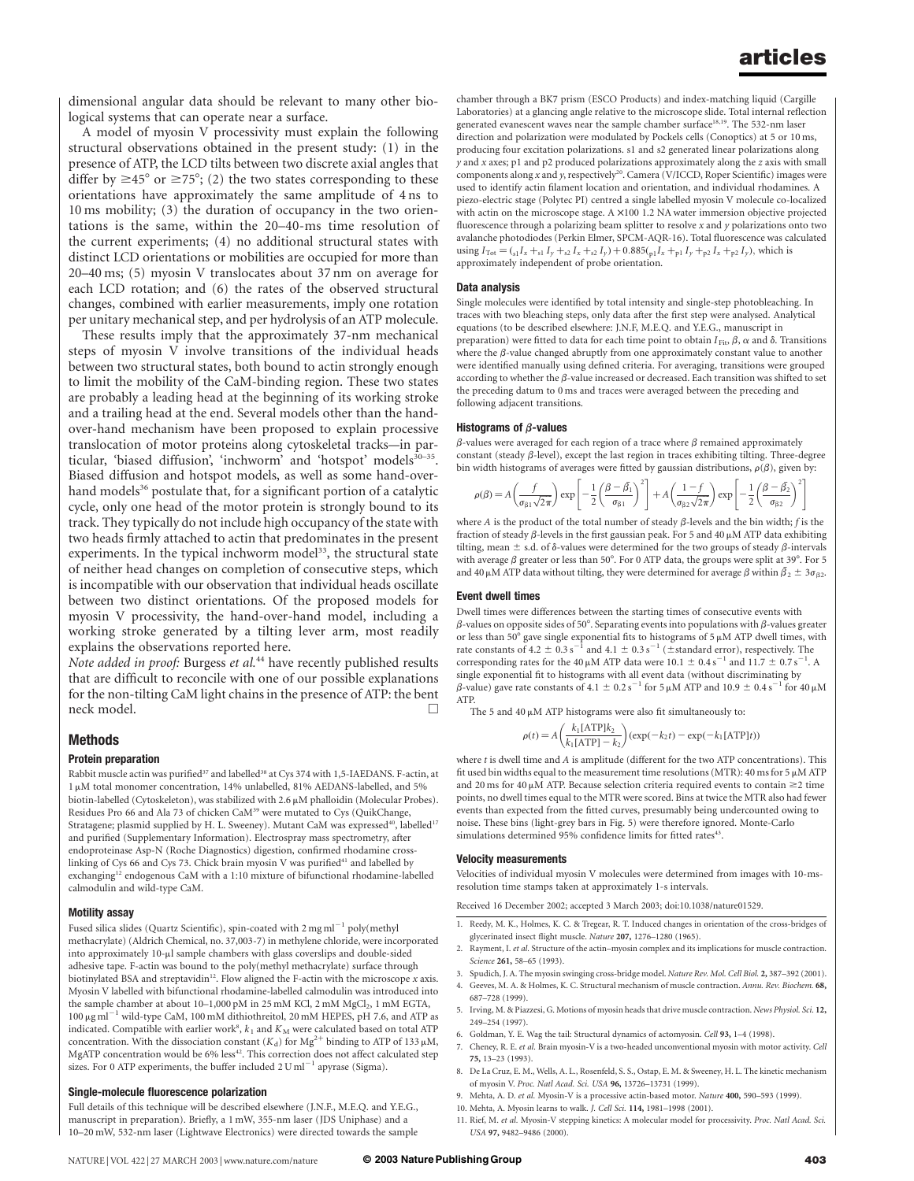dimensional angular data should be relevant to many other biological systems that can operate near a surface.

A model of myosin V processivity must explain the following structural observations obtained in the present study: (1) in the presence of ATP, the LCD tilts between two discrete axial angles that differ by $\geq 45°$ or $\geq 75°$; (2) the two states corresponding to these orientations have approximately the same amplitude of 4 ns to 10 ms mobility; (3) the duration of occupancy in the two orientations is the same, within the 20–40-ms time resolution of the current experiments; (4) no additional structural states with distinct LCD orientations or mobilities are occupied for more than 20–40 ms; (5) myosin V translocates about 37 nm on average for each LCD rotation; and (6) the rates of the observed structural changes, combined with earlier measurements, imply one rotation per unitary mechanical step, and per hydrolysis of an ATP molecule.

These results imply that the approximately 37-nm mechanical steps of myosin V involve transitions of the individual heads between two structural states, both bound to actin strongly enough to limit the mobility of the CaM-binding region. These two states are probably a leading head at the beginning of its working stroke and a trailing head at the end. Several models other than the hand-over-hand mechanism have been proposed to explain processive translocation of motor proteins along cytoskeletal tracks—in particular, 'biased diffusion', 'inchworm' and 'hotspot' models[30–35]. Biased diffusion and hotspot models, as well as some hand-over-hand models[36] postulate that, for a significant portion of a catalytic cycle, only one head of the motor protein is strongly bound to its track. They typically do not include high occupancy of the state with two heads firmly attached to actin that predominates in the present experiments. In the typical inchworm model[33], the structural state of neither head changes on completion of consecutive steps, which is incompatible with our observation that individual heads oscillate between two distinct orientations. Of the proposed models for myosin V processivity, the hand-over-hand model, including a working stroke generated by a tilting lever arm, most readily explains the observations reported here.

*Note added in proof:* Burgess *et al.*[44] have recently published results that are difficult to reconcile with one of our possible explanations for the non-tilting CaM light chains in the presence of ATP: the bent neck model. □

## Methods

### Protein preparation

Rabbit muscle actin was purified[37] and labelled[38] at Cys 374 with 1,5-IAEDANS. F-actin, at 1 μM total monomer concentration, 14% unlabelled, 81% AEDANS-labelled, and 5% biotin-labelled (Cytoskeleton), was stabilized with 2.6 μM phalloidin (Molecular Probes). Residues Pro 66 and Ala 73 of chicken CaM[39] were mutated to Cys (QuikChange, Stratagene; plasmid supplied by H. L. Sweeney). Mutant CaM was expressed[40], labelled[17] and purified (Supplementary Information). Electrospray mass spectrometry, after endoproteinase Asp-N (Roche Diagnostics) digestion, confirmed rhodamine cross-linking of Cys 66 and Cys 73. Chick brain myosin V was purified[41] and labelled by exchanging[12] endogenous CaM with a 1:10 mixture of bifunctional rhodamine-labelled calmodulin and wild-type CaM.

### Motility assay

Fused silica slides (Quartz Scientific), spin-coated with 2 mg ml$^{-1}$ poly(methyl methacrylate) (Aldrich Chemical, no. 37,003-7) in methylene chloride, were incorporated into approximately 10-μl sample chambers with glass coverslips and double-sided adhesive tape. F-actin was bound to the poly(methyl methacrylate) surface through biotinylated BSA and streptavidin[12]. Flow aligned the F-actin with the microscope *x* axis. Myosin V labelled with bifunctional rhodamine-labelled calmodulin was introduced into the sample chamber at about 10–1,000 pM in 25 mM KCl, 2 mM $MgCl_2$, 1 mM EGTA, 100 μg ml$^{-1}$ wild-type CaM, 100 mM dithiothreitol, 20 mM HEPES, pH 7.6, and ATP as indicated. Compatible with earlier work[8], $k_1$ and $K_M$ were calculated based on total ATP concentration. With the dissociation constant ($K_d$) for $Mg^{2+}$ binding to ATP of 133 μM, MgATP concentration would be 6% less[42]. This correction does not affect calculated step sizes. For 0 ATP experiments, the buffer included 2 U ml$^{-1}$ apyrase (Sigma).

### Single-molecule fluorescence polarization

Full details of this technique will be described elsewhere (J.N.F., M.E.Q. and Y.E.G., manuscript in preparation). Briefly, a 1 mW, 355-nm laser (JDS Uniphase) and a 10–20 mW, 532-nm laser (Lightwave Electronics) were directed towards the sample chamber through a BK7 prism (ESCO Products) and index-matching liquid (Cargille Laboratories) at a glancing angle relative to the microscope slide. Total internal reflection generated evanescent waves near the sample chamber surface[18,19]. The 532-nm laser direction and polarization were modulated by Pockels cells (Conoptics) at 5 or 10 ms, producing four excitation polarizations. s1 and s2 generated linear polarizations along *y* and *x* axes; p1 and p2 produced polarizations approximately along the *z* axis with small components along *x* and *y*, respectively[20]. Camera (V/ICCD, Roper Scientific) images were used to identify actin filament location and orientation, and individual rhodamines. A piezo-electric stage (Polytec PI) centred a single labelled myosin V molecule co-localized with actin on the microscope stage. A ×100 1.2 NA water immersion objective projected fluorescence through a polarizing beam splitter to resolve *x* and *y* polarizations onto two avalanche photodiodes (Perkin Elmer, SPCM-AQR-16). Total fluorescence was calculated using $I_{Tot} = ({}_{s1}I_x + {}_{s1}I_y + {}_{s2}I_x + {}_{s2}I_y) + 0.885({}_{p1}I_x + {}_{p1}I_y + {}_{p2}I_x + {}_{p2}I_y)$, which is approximately independent of probe orientation.

### Data analysis

Single molecules were identified by total intensity and single-step photobleaching. In traces with two bleaching steps, only data after the first step were analysed. Analytical equations (to be described elsewhere: J.N.F, M.E.Q. and Y.E.G., manuscript in preparation) were fitted to data for each time point to obtain $I_{Fit}$, $\beta$, $\alpha$ and $\delta$. Transitions where the $\beta$-value changed abruptly from one approximately constant value to another were identified manually using defined criteria. For averaging, transitions were grouped according to whether the $\beta$-value increased or decreased. Each transition was shifted to set the preceding datum to 0 ms and traces were averaged between the preceding and following adjacent transitions.

### Histograms of $\beta$-values

$\beta$-values were averaged for each region of a trace where $\beta$ remained approximately constant (steady $\beta$-level), except the last region in traces exhibiting tilting. Three-degree bin width histograms of averages were fitted by gaussian distributions, $\rho(\beta)$, given by:

$$\rho(\beta) = A\left(\frac{f}{\sigma_{\beta 1}\sqrt{2\pi}}\right)\exp\left[-\frac{1}{2}\left(\frac{\beta-\bar{\beta}_1}{\sigma_{\beta 1}}\right)^2\right] + A\left(\frac{1-f}{\sigma_{\beta 2}\sqrt{2\pi}}\right)\exp\left[-\frac{1}{2}\left(\frac{\beta-\bar{\beta}_2}{\sigma_{\beta 2}}\right)^2\right]$$

where $A$ is the product of the total number of steady $\beta$-levels and the bin width; $f$ is the fraction of steady $\beta$-levels in the first gaussian peak. For 5 and 40 μM ATP data exhibiting tilting, mean ± s.d. of $\delta$-values were determined for the two groups of steady $\beta$-intervals with average $\beta$ greater or less than 50°. For 0 ATP data, the groups were split at 39°. For 5 and 40 μM ATP data without tilting, they were determined for average $\beta$ within $\bar{\beta}_2 \pm 3\sigma_{\beta 2}$.

### Event dwell times

Dwell times were differences between the starting times of consecutive events with $\beta$-values on opposite sides of 50°. Separating events into populations with $\beta$-values greater or less than 50° gave single exponential fits to histograms of 5 μM ATP dwell times, with rate constants of $4.2 \pm 0.3\,s^{-1}$ and $4.1 \pm 0.3\,s^{-1}$ (±standard error), respectively. The corresponding rates for the 40 μM ATP data were $10.1 \pm 0.4\,s^{-1}$ and $11.7 \pm 0.7\,s^{-1}$. A single exponential fit to histograms with all event data (without discriminating by $\beta$-value) gave rate constants of $4.1 \pm 0.2\,s^{-1}$ for 5 μM ATP and $10.9 \pm 0.4\,s^{-1}$ for 40 μM ATP.

The 5 and 40 μM ATP histograms were also fit simultaneously to:

$$\rho(t) = A\left(\frac{k_1[\mathrm{ATP}]k_2}{k_1[\mathrm{ATP}]-k_2}\right)(\exp(-k_2 t) - \exp(-k_1[\mathrm{ATP}]t))$$

where $t$ is dwell time and $A$ is amplitude (different for the two ATP concentrations). This fit used bin widths equal to the measurement time resolutions (MTR): 40 ms for 5 μM ATP and 20 ms for 40 μM ATP. Because selection criteria required events to contain ≥2 time points, no dwell times equal to the MTR were scored. Bins at twice the MTR also had fewer events than expected from the fitted curves, presumably being undercounted owing to noise. These bins (light-grey bars in Fig. 5) were therefore ignored. Monte-Carlo simulations determined 95% confidence limits for fitted rates[43].

### Velocity measurements

Velocities of individual myosin V molecules were determined from images with 10-ms-resolution time stamps taken at approximately 1-s intervals.

Received 16 December 2002; accepted 3 March 2003; doi:10.1038/nature01529.

1. Reedy, M. K., Holmes, K. C. & Tregear, R. T. Induced changes in orientation of the cross-bridges of glycerinated insect flight muscle. *Nature* **207,** 1276–1280 (1965).
2. Rayment, I. *et al.* Structure of the actin–myosin complex and its implications for muscle contraction. *Science* **261,** 58–65 (1993).
3. Spudich, J. A. The myosin swinging cross-bridge model. *Nature Rev. Mol. Cell Biol.* **2,** 387–392 (2001).
4. Geeves, M. A. & Holmes, K. C. Structural mechanism of muscle contraction. *Annu. Rev. Biochem.* **68,** 687–728 (1999).
5. Irving, M. & Piazzesi, G. Motions of myosin heads that drive muscle contraction. *News Physiol. Sci.* **12,** 249–254 (1997).
6. Goldman, Y. E. Wag the tail: Structural dynamics of actomyosin. *Cell* **93,** 1–4 (1998).
7. Cheney, R. E. *et al.* Brain myosin-V is a two-headed unconventional myosin with motor activity. *Cell* **75,** 13–23 (1993).
8. De La Cruz, E. M., Wells, A. L., Rosenfeld, S. S., Ostap, E. M. & Sweeney, H. L. The kinetic mechanism of myosin V. *Proc. Natl Acad. Sci. USA* **96,** 13726–13731 (1999).
9. Mehta, A. D. *et al.* Myosin-V is a processive actin-based motor. *Nature* **400,** 590–593 (1999).
10. Mehta, A. Myosin learns to walk. *J. Cell Sci.* **114,** 1981–1998 (2001).
11. Rief, M. *et al.* Myosin-V stepping kinetics: A molecular model for processivity. *Proc. Natl Acad. Sci. USA* **97,** 9482–9486 (2000).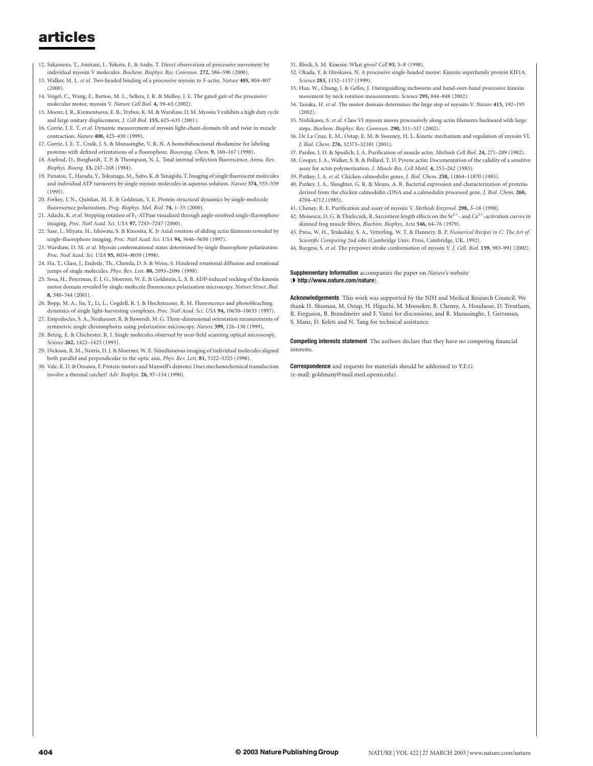12. Sakamoto, T., Amitani, I., Yokota, E. & Ando, T. Direct observation of processive movement by individual myosin V molecules. *Biochem. Biophys. Res. Commun.* **272,** 586–590 (2000).
13. Walker, M. L. *et al.* Two-headed binding of a processive myosin to F-actin. *Nature* **405,** 804–807 (2000).
14. Veigel, C., Wang, F., Bartoo, M. L., Sellers, J. R. & Molloy, J. E. The gated gait of the processive molecular motor, myosin V. *Nature Cell Biol.* **4,** 59–65 (2002).
15. Moore, J. R., Krementsova, E. B., Trybus, K. M. & Warshaw, D. M. Myosin V exhibits a high duty cycle and large unitary displacement. *J. Cell Biol.* **155,** 625–635 (2001).
16. Corrie, J. E. T. *et al.* Dynamic measurement of myosin light-chain-domain tilt and twist in muscle contraction. *Nature* **400,** 425–430 (1999).
17. Corrie, J. E. T., Craik, J. S. & Munasinghe, V. R. N. A homobifunctional rhodamine for labeling proteins with defined orientations of a fluorophore. *Bioconjug. Chem.* **9,** 160–167 (1998).
18. Axelrod, D., Burghardt, T. P. & Thompson, N. L. Total internal reflection fluorescence. *Annu. Rev. Biophys. Bioeng.* **13,** 247–268 (1984).
19. Funatsu, T., Harada, Y., Tokunaga, M., Saito, K. & Yanagida, T. Imaging of single fluorescent molecules and individual ATP turnovers by single myosin molecules in aqueous solution. *Nature* **374,** 555–559 (1995).
20. Forkey, J. N., Quinlan, M. E. & Goldman, Y. E. Protein structural dynamics by single-molecule fluorescence polarization. *Prog. Biophys. Mol. Biol.* **74,** 1–35 (2000).
21. Adachi, K. *et al.* Stepping rotation of $F_1$-ATPase visualized through angle-resolved single-fluorophore imaging. *Proc. Natl Acad. Sci. USA* **97,** 7243–7247 (2000).
22. Sase, I., Miyata, H., Ishiwata, S. & Kinosita, K. Jr Axial rotation of sliding actin filaments revealed by single-fluorophore imaging. *Proc. Natl Acad. Sci. USA* **94,** 5646–5650 (1997).
23. Warshaw, D. M. *et al.* Myosin conformational states determined by single fluorophore polarization. *Proc. Natl Acad. Sci. USA* **95,** 8034–8039 (1998).
24. Ha, T., Glass, J., Enderle, Th., Chemla, D. S. & Weiss, S. Hindered rotational diffusion and rotational jumps of single molecules. *Phys. Rev. Lett.* **80,** 2093–2096 (1998).
25. Sosa, H., Peterman, E. J. G., Moerner, W. E. & Goldstein, L. S. B. ADP-induced rocking of the kinesin motor domain revealed by single-molecule fluorescence polarization microscopy. *Nature Struct. Biol.* **8,** 540–544 (2001).
26. Bopp, M. A., Jia, Y., Li, L., Cogdell, R. J. & Hochstrasser, R. M. Fluorescence and photobleaching dynamics of single light-harvesting complexes. *Proc. Natl Acad. Sci. USA* **94,** 10630–10635 (1997).
27. Empedocles, S. A., Neuhauser, R. & Bawendi, M. G. Three-dimensional orientation measurements of symmetric single chromophores using polarization microscopy. *Nature* **399,** 126–130 (1999).
28. Betzig, E. & Chichester, R. J. Single molecules observed by near-field scanning optical microscopy. *Science* **262,** 1422–1425 (1993).
29. Dickson, R. M., Norris, D. J. & Moerner, W. E. Simultaneous imaging of individual molecules aligned both parallel and perpendicular to the optic axis. *Phys. Rev. Lett.* **81,** 5322–5325 (1998).
30. Vale, R. D. & Oosawa, F. Protein motors and Maxwell's demons: Does mechanochemical transduction involve a thermal ratchet? *Adv. Biophys.* **26,** 97–134 (1990).
31. Block, S. M. Kinesin: What gives? *Cell* **93,** 5–8 (1998).
32. Okada, Y. & Hirokawa, N. A processive single-headed motor: Kinesin superfamily protein KIF1A. *Science* **283,** 1152–1157 (1999).
33. Hua, W., Chung, J. & Gelles, J. Distinguishing inchworm and hand-over-hand processive kinesin movement by neck rotation measurements. *Science* **295,** 844–848 (2002).
34. Tanaka, H. *et al.* The motor domain determines the large step of myosin-V. *Nature* **415,** 192–195 (2002).
35. Nishikawa, S. *et al.* Class VI myosin moves processively along actin filaments backward with large steps. *Biochem. Biophys. Res. Commun.* **290,** 311–317 (2002).
36. De La Cruz, E. M., Ostap, E. M. & Sweeney, H. L. Kinetic mechanism and regulation of myosin VI. *J. Biol. Chem.* **276,** 32373–32381 (2001).
37. Pardee, J. D. & Spudich, J. A. Purification of muscle actin. *Methods Cell Biol.* **24,** 271–289 (1982).
38. Cooper, J. A., Walker, S. B. & Pollard, T. D. Pyrene actin: Documentation of the validity of a sensitive assay for actin polymerization. *J. Muscle Res. Cell Motil.* **4,** 253–262 (1983).
39. Putkey, J. A. *et al.* Chicken calmodulin genes. *J. Biol. Chem.* **258,** 11864–11870 (1983).
40. Putkey, J. A., Slaughter, G. R. & Means, A. R. Bacterial expression and characterization of proteins derived from the chicken calmodulin cDNA and a calmodulin processed gene. *J. Biol. Chem.* **260,** 4704–4712 (1985).
41. Cheney, R. E. Purification and assay of myosin V. *Methods Enzymol.* **298,** 3–18 (1998).
42. Moisescu, D. G. & Thieleczek, R. Sarcomere length effects on the $Sr^{2+}$- and $Ca^{2+}$-activation curves in skinned frog muscle fibres. *Biochim. Biophys. Acta* **546,** 64–76 (1979).
43. Press, W. H., Teukolsky, S. A., Vetterling, W. T. & Flannery, B. P. *Numerical Recipes in C: The Art of Scientific Computing* 2nd edn (Cambridge Univ. Press, Cambridge, UK, 1992).
44. Burgess, S. *et al.* The prepower stroke conformation of myosin V. *J. Cell. Biol.* **159,** 983–991 (2002).

**Supplementary Information** accompanies the paper on *Nature*'s website (**http://www.nature.com/nature**).

**Acknowledgements** This work was supported by the NIH and Medical Research Council. We thank H. Shuman, M. Ostap, H. Higuchi, M. Mooseker, R. Cheney, A. Houdusse, D. Trentham, R. Ferguson, B. Brandmeier and F. Vanzi for discussions, and R. Munasinghe, I. Gertsman, S. Manz, D. Keleti and N. Tang for technical assistance.

**Competing interests statement** The authors declare that they have no competing financial interests.

**Correspondence** and requests for materials should be addressed to Y.E.G. (e-mail: goldmany@mail.med.upenn.edu).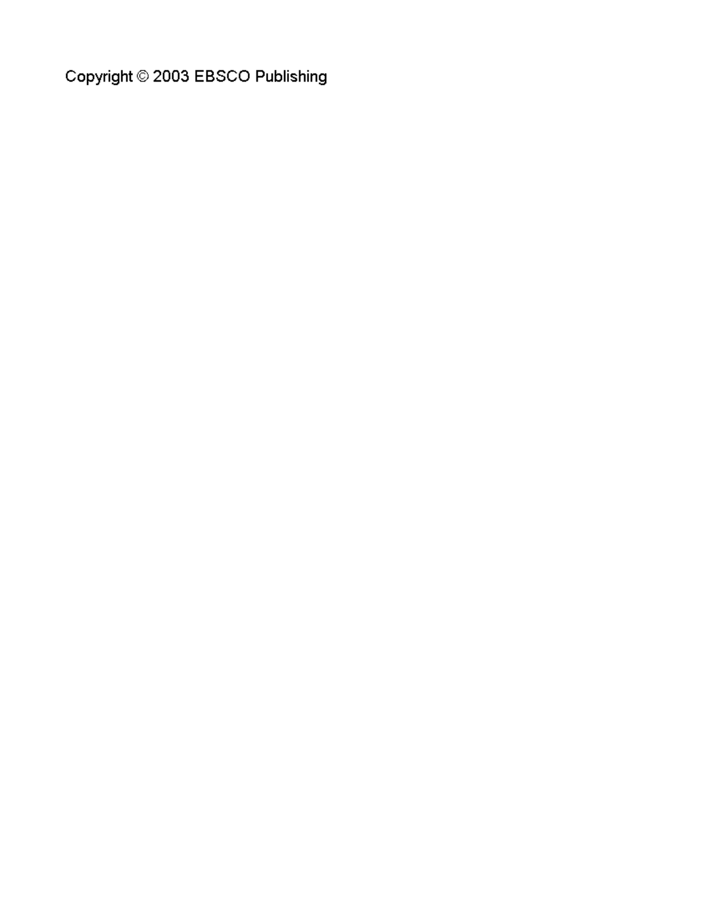Copyright © 2003 EBSCO Publishing